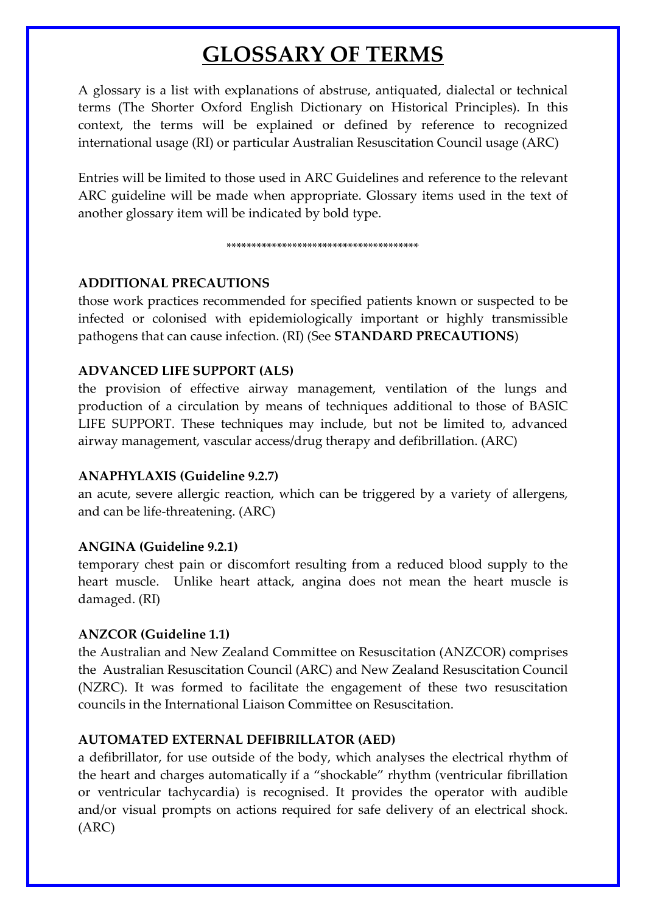# GLOSSARY OF TERMS

A glossary is a list with explanations of abstruse, antiquated, dialectal or technical terms (The Shorter Oxford English Dictionary on Historical Principles). In this context, the terms will be explained or defined by reference to recognized international usage (RI) or particular Australian Resuscitation Council usage (ARC)

Entries will be limited to those used in ARC Guidelines and reference to the relevant ARC guideline will be made when appropriate. Glossary items used in the text of another glossary item will be indicated by bold type.

\*\*\*\*\*\*\*\*\*\*\*\*\*\*\*\*\*\*\*\*\*\*\*\*\*\*\*\*\*\*\*\*\*\*\*\*\*

**ADDITIONAL PRECAUTIONS**

those work practices recommended for specified patients known or suspected to be infected or colonised with epidemiologically important or highly transmissible pathogens that can cause infection. (RI) (See **STANDARD PRECAUTIONS**)

**ADVANCED LIFE SUPPORT (ALS)**

the provision of effective airway management, ventilation of the lungs and production of a circulation by means of techniques additional to those of BASIC LIFE SUPPORT. These techniques may include, but not be limited to, advanced airway management, vascular access/drug therapy and defibrillation. (ARC)

**ANAPHYLAXIS (Guideline 9.2.7)**

an acute, severe allergic reaction, which can be triggered by a variety of allergens, and can be life-threatening. (ARC)

**ANGINA (Guideline 9.2.1)**

temporary chest pain or discomfort resulting from a reduced blood supply to the heart muscle. Unlike heart attack, angina does not mean the heart muscle is damaged. (RI)

**ANZCOR (Guideline 1.1)**

the Australian and New Zealand Committee on Resuscitation (ANZCOR) comprises the Australian Resuscitation Council (ARC) and New Zealand Resuscitation Council (NZRC). It was formed to facilitate the engagement of these two resuscitation councils in the International Liaison Committee on Resuscitation.

**AUTOMATED EXTERNAL DEFIBRILLATOR (AED)**

a defibrillator, for use outside of the body, which analyses the electrical rhythm of the heart and charges automatically if a "shockable" rhythm (ventricular fibrillation or ventricular tachycardia) is recognised. It provides the operator with audible and/or visual prompts on actions required for safe delivery of an electrical shock. (ARC)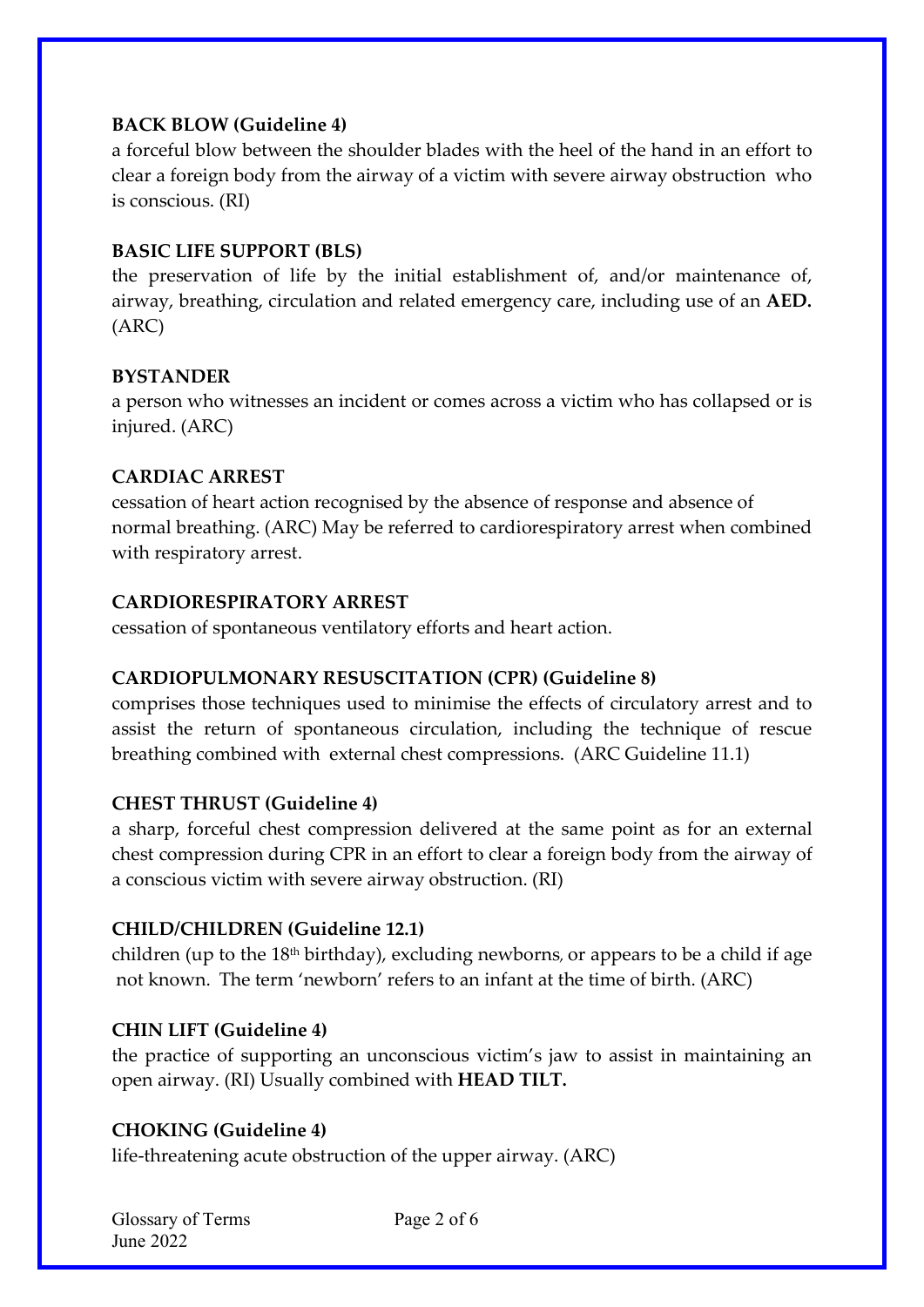**BACK BLOW (Guideline 4)**

a forceful blow between the shoulder blades with the heel of the hand in an effort to clear a foreign body from the airway of a victim with severe airway obstruction who is conscious. (RI)

**BASIC LIFE SUPPORT (BLS)**

the preservation of life by the initial establishment of, and/or maintenance of, airway, breathing, circulation and related emergency care, including use of an **AED.** (ARC)

**BYSTANDER**

a person who witnesses an incident or comes across a victim who has collapsed or is injured. (ARC)

**CARDIAC ARREST**

cessation of heart action recognised by the absence of response and absence of normal breathing. (ARC) May be referred to cardiorespiratory arrest when combined with respiratory arrest.

**CARDIORESPIRATORY ARREST**

cessation of spontaneous ventilatory efforts and heart action.

**CARDIOPULMONARY RESUSCITATION (CPR) (Guideline 8)**

comprises those techniques used to minimise the effects of circulatory arrest and to assist the return of spontaneous circulation, including the technique of rescue breathing combined with external chest compressions. (ARC Guideline 11.1)

**CHEST THRUST (Guideline 4)**

a sharp, forceful chest compression delivered at the same point as for an external chest compression during CPR in an effort to clear a foreign body from the airway of a conscious victim with severe airway obstruction. (RI)

**CHILD/CHILDREN (Guideline 12.1)**

children (up to the 18th birthday), excluding newborns, or appears to be a child if age not known. The term 'newborn' refers to an infant at the time of birth. (ARC)

**CHIN LIFT (Guideline 4)**

the practice of supporting an unconscious victim's jaw to assist in maintaining an open airway. (RI) Usually combined with **HEAD TILT.**

**CHOKING (Guideline 4)**

life-threatening acute obstruction of the upper airway. (ARC)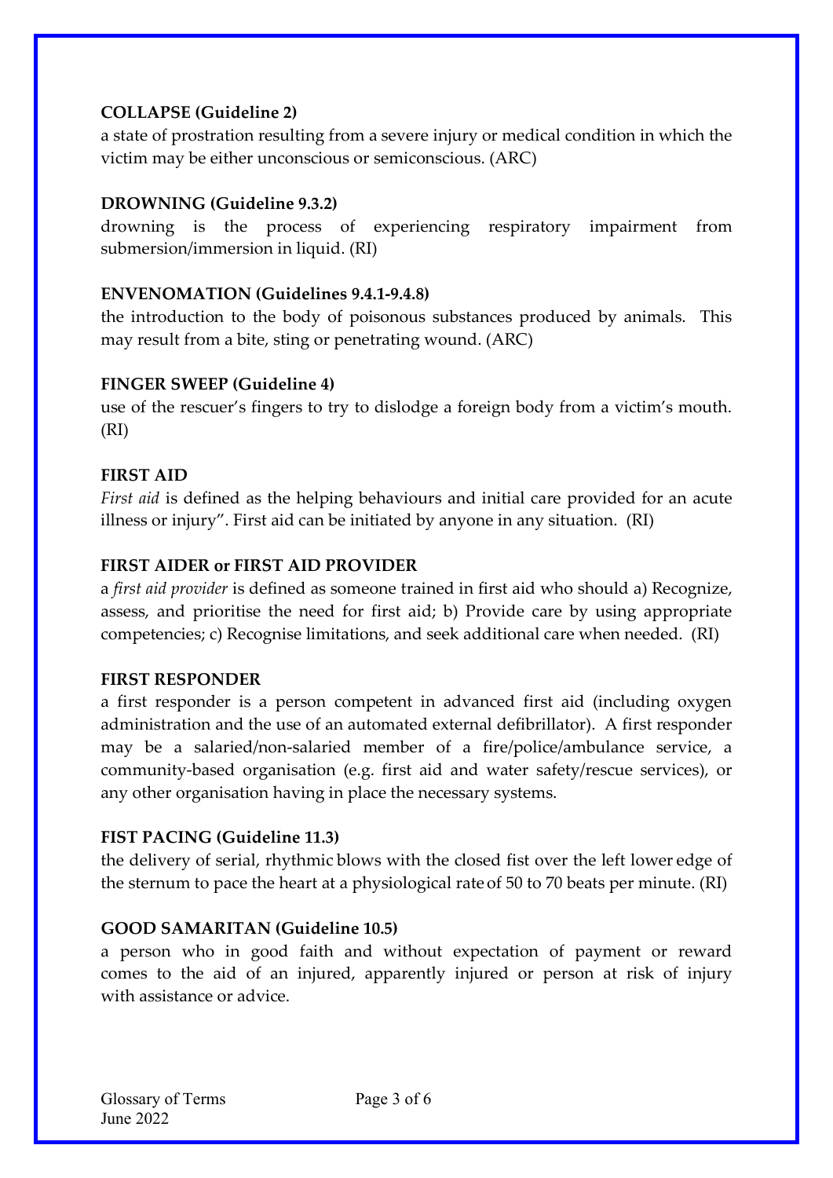**COLLAPSE (Guideline 2)**

a state of prostration resulting from a severe injury or medical condition in which the victim may be either unconscious or semiconscious. (ARC)

**DROWNING (Guideline 9.3.2)**

drowning is the process of experiencing respiratory impairment from submersion/immersion in liquid. (RI)

**ENVENOMATION (Guidelines 9.4.1-9.4.8)**

the introduction to the body of poisonous substances produced by animals. This may result from a bite, sting or penetrating wound. (ARC)

**FINGER SWEEP (Guideline 4)**

use of the rescuer's fingers to try to dislodge a foreign body from a victim's mouth. (RI)

**FIRST AID**

*First aid* is defined as the helping behaviours and initial care provided for an acute illness or injury". First aid can be initiated by anyone in any situation. (RI)

**FIRST AIDER or FIRST AID PROVIDER**

a *first aid provider* is defined as someone trained in first aid who should a) Recognize, assess, and prioritise the need for first aid; b) Provide care by using appropriate competencies; c) Recognise limitations, and seek additional care when needed. (RI)

**FIRST RESPONDER**

a first responder is a person competent in advanced first aid (including oxygen administration and the use of an automated external defibrillator). A first responder may be a salaried/non-salaried member of a fire/police/ambulance service, a community-based organisation (e.g. first aid and water safety/rescue services), or any other organisation having in place the necessary systems.

**FIST PACING (Guideline 11.3)**

the delivery of serial, rhythmic blows with the closed fist over the left lower edge of the sternum to pace the heart at a physiological rate of 50 to 70 beats per minute. (RI)

**GOOD SAMARITAN (Guideline 10.5)**

a person who in good faith and without expectation of payment or reward comes to the aid of an injured, apparently injured or person at risk of injury with assistance or advice.

Glossary of Terms
June 2022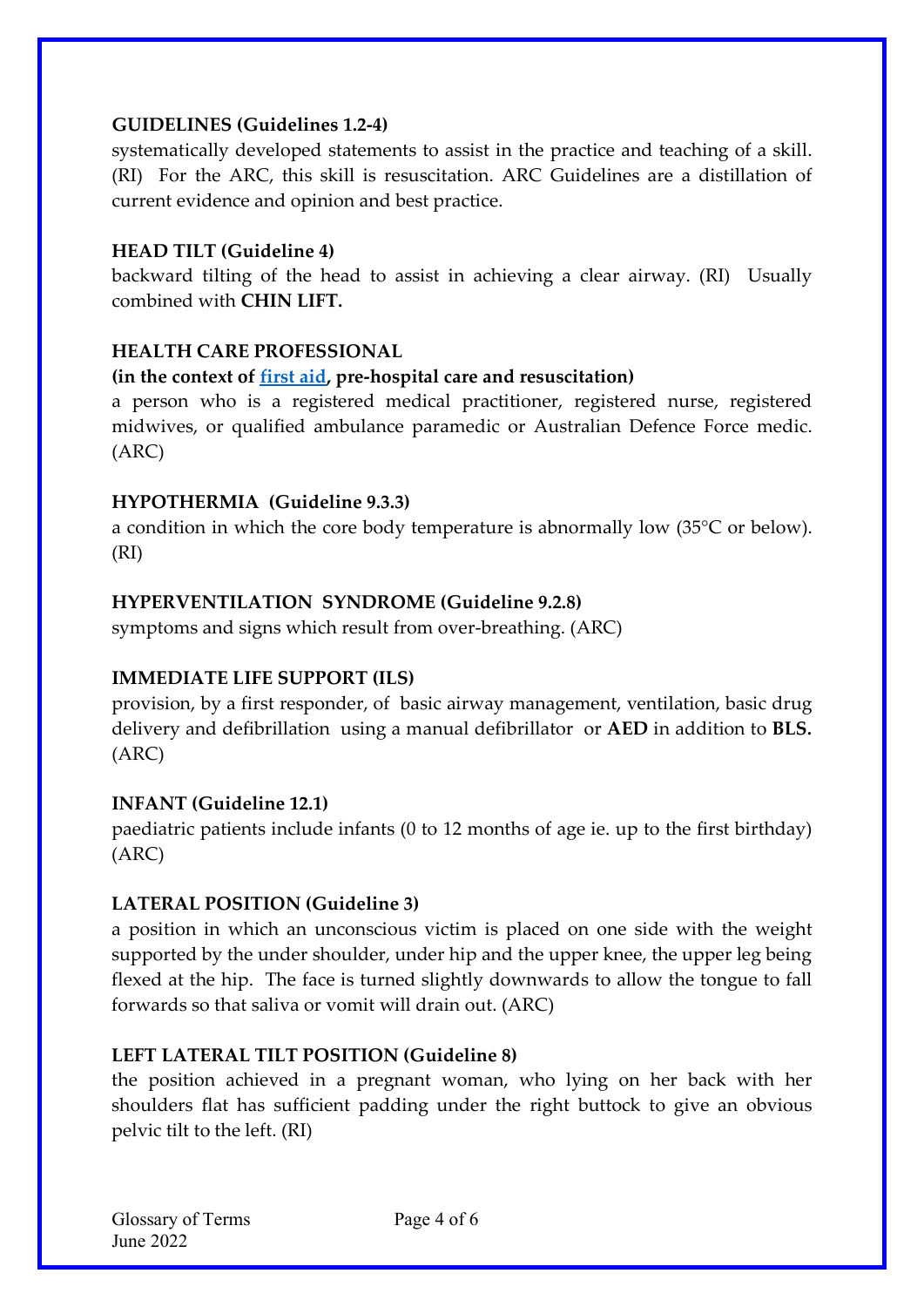**GUIDELINES (Guidelines 1.2-4)**
systematically developed statements to assist in the practice and teaching of a skill. (RI) For the ARC, this skill is resuscitation. ARC Guidelines are a distillation of current evidence and opinion and best practice.

**HEAD TILT (Guideline 4)**
backward tilting of the head to assist in achieving a clear airway. (RI) Usually combined with **CHIN LIFT.**

**HEALTH CARE PROFESSIONAL**
**(in the context of first aid, pre-hospital care and resuscitation)**
a person who is a registered medical practitioner, registered nurse, registered midwives, or qualified ambulance paramedic or Australian Defence Force medic. (ARC)

**HYPOTHERMIA (Guideline 9.3.3)**
a condition in which the core body temperature is abnormally low (35°C or below). (RI)

**HYPERVENTILATION SYNDROME (Guideline 9.2.8)**
symptoms and signs which result from over-breathing. (ARC)

**IMMEDIATE LIFE SUPPORT (ILS)**
provision, by a first responder, of basic airway management, ventilation, basic drug delivery and defibrillation using a manual defibrillator or **AED** in addition to **BLS.** (ARC)

**INFANT (Guideline 12.1)**
paediatric patients include infants (0 to 12 months of age ie. up to the first birthday) (ARC)

**LATERAL POSITION (Guideline 3)**
a position in which an unconscious victim is placed on one side with the weight supported by the under shoulder, under hip and the upper knee, the upper leg being flexed at the hip. The face is turned slightly downwards to allow the tongue to fall forwards so that saliva or vomit will drain out. (ARC)

**LEFT LATERAL TILT POSITION (Guideline 8)**
the position achieved in a pregnant woman, who lying on her back with her shoulders flat has sufficient padding under the right buttock to give an obvious pelvic tilt to the left. (RI)

Glossary of Terms
June 2022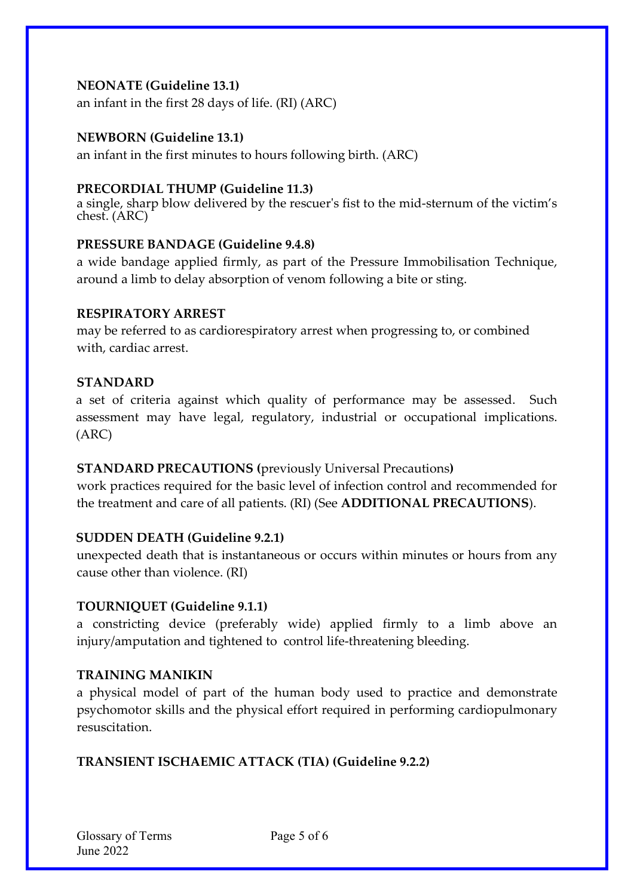**NEONATE (Guideline 13.1)**
an infant in the first 28 days of life. (RI) (ARC)

**NEWBORN (Guideline 13.1)**
an infant in the first minutes to hours following birth. (ARC)

**PRECORDIAL THUMP (Guideline 11.3)**
a single, sharp blow delivered by the rescuer's fist to the mid-sternum of the victim's chest. (ARC)

**PRESSURE BANDAGE (Guideline 9.4.8)**
a wide bandage applied firmly, as part of the Pressure Immobilisation Technique, around a limb to delay absorption of venom following a bite or sting.

**RESPIRATORY ARREST**
may be referred to as cardiorespiratory arrest when progressing to, or combined with, cardiac arrest.

**STANDARD**
a set of criteria against which quality of performance may be assessed. Such assessment may have legal, regulatory, industrial or occupational implications. (ARC)

**STANDARD PRECAUTIONS (**previously Universal Precautions**)**
work practices required for the basic level of infection control and recommended for the treatment and care of all patients. (RI) (See **ADDITIONAL PRECAUTIONS**).

**SUDDEN DEATH (Guideline 9.2.1)**
unexpected death that is instantaneous or occurs within minutes or hours from any cause other than violence. (RI)

**TOURNIQUET (Guideline 9.1.1)**
a constricting device (preferably wide) applied firmly to a limb above an injury/amputation and tightened to control life-threatening bleeding.

**TRAINING MANIKIN**
a physical model of part of the human body used to practice and demonstrate psychomotor skills and the physical effort required in performing cardiopulmonary resuscitation.

**TRANSIENT ISCHAEMIC ATTACK (TIA) (Guideline 9.2.2)**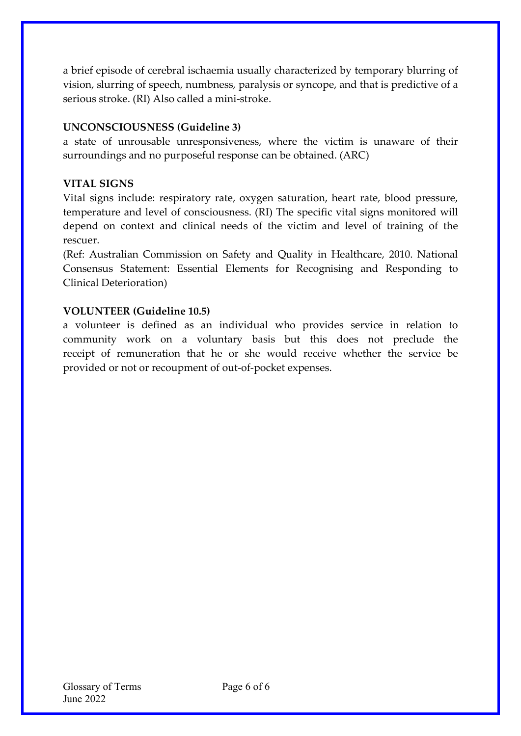a brief episode of cerebral ischaemia usually characterized by temporary blurring of vision, slurring of speech, numbness, paralysis or syncope, and that is predictive of a serious stroke. (RI) Also called a mini-stroke.

**UNCONSCIOUSNESS (Guideline 3)**
a state of unrousable unresponsiveness, where the victim is unaware of their surroundings and no purposeful response can be obtained. (ARC)

**VITAL SIGNS**
Vital signs include: respiratory rate, oxygen saturation, heart rate, blood pressure, temperature and level of consciousness. (RI) The specific vital signs monitored will depend on context and clinical needs of the victim and level of training of the rescuer.
(Ref: Australian Commission on Safety and Quality in Healthcare, 2010. National Consensus Statement: Essential Elements for Recognising and Responding to Clinical Deterioration)

**VOLUNTEER (Guideline 10.5)**
a volunteer is defined as an individual who provides service in relation to community work on a voluntary basis but this does not preclude the receipt of remuneration that he or she would receive whether the service be provided or not or recoupment of out-of-pocket expenses.